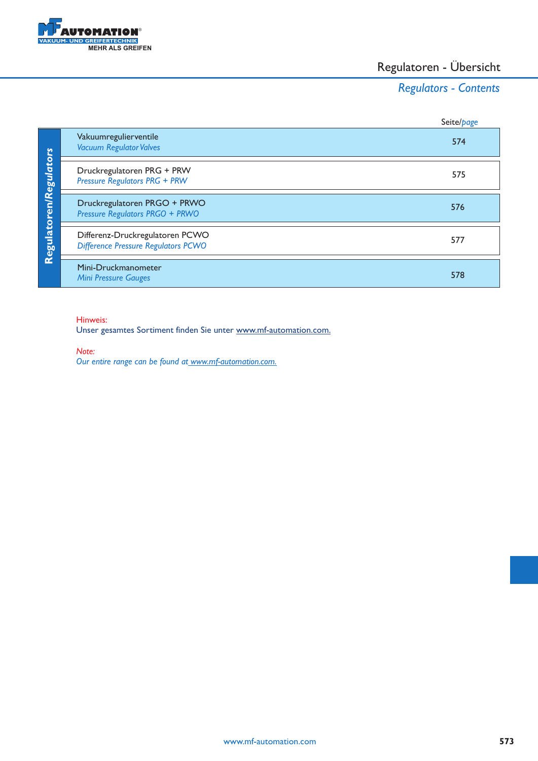# Regulatoren - Übersicht

## *Regulators - Contents*

| Regulatoren/Regulators | Seite/*page* |
|---|---|
| Vakuumregulierventile<br>*Vacuum Regulator Valves* | 574 |
| Druckregulatoren PRG + PRW<br>*Pressure Regulators PRG + PRW* | 575 |
| Druckregulatoren PRGO + PRWO<br>*Pressure Regulators PRGO + PRWO* | 576 |
| Differenz-Druckregulatoren PCWO<br>*Difference Pressure Regulators PCWO* | 577 |
| Mini-Druckmanometer<br>*Mini Pressure Gauges* | 578 |

Hinweis:
Unser gesamtes Sortiment finden Sie unter www.mf-automation.com.

*Note:*
*Our entire range can be found at www.mf-automation.com.*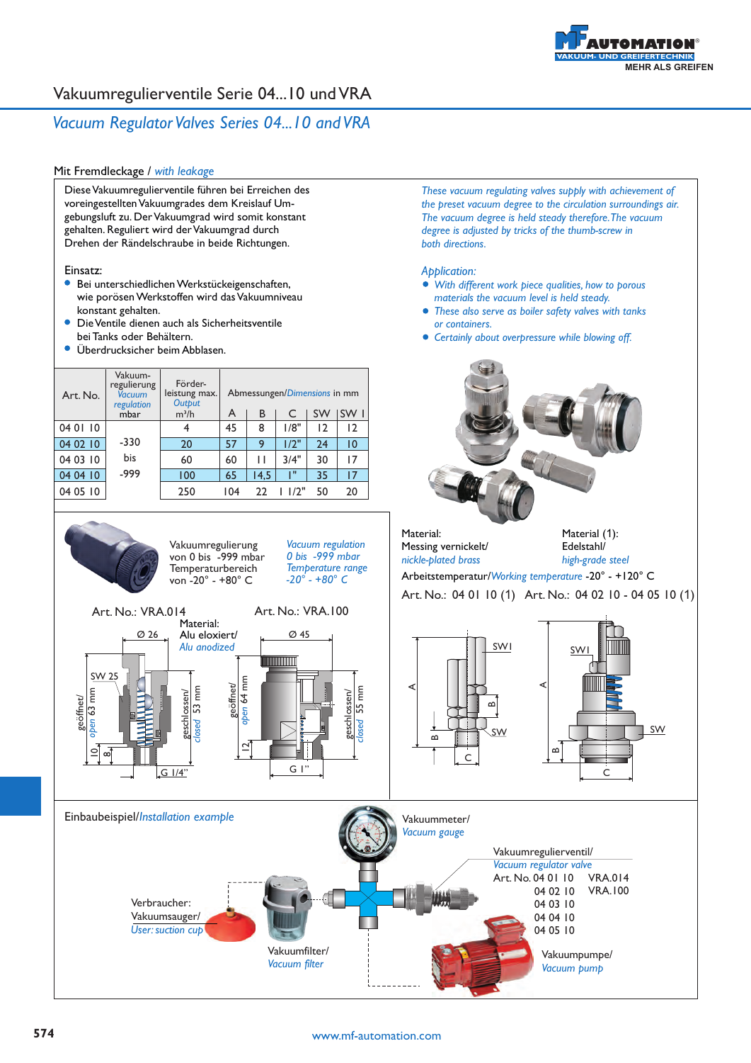# Vakuumregulierventile Serie 04...10 und VRA

## *Vacuum Regulator Valves Series 04...10 and VRA*

### Mit Fremdleckage / *with leakage*

Diese Vakuumregulierventile führen bei Erreichen des voreingestellten Vakuumgrades dem Kreislauf Umgebungsluft zu. Der Vakuumgrad wird somit konstant gehalten. Reguliert wird der Vakuumgrad durch Drehen der Rändelschraube in beide Richtungen.

*These vacuum regulating valves supply with achievement of the preset vacuum degree to the circulation surroundings air. The vacuum degree is held steady therefore. The vacuum degree is adjusted by tricks of the thumb-screw in both directions.*

Einsatz:

- Bei unterschiedlichen Werkstückeigenschaften, wie porösen Werkstoffen wird das Vakuumniveau konstant gehalten.
- Die Ventile dienen auch als Sicherheitsventile bei Tanks oder Behältern.
- Überdrucksicher beim Abblasen.

*Application:*

- *With different work piece qualities, how to porous materials the vacuum level is held steady.*
- *These also serve as boiler safety valves with tanks or containers.*
- *Certainly about overpressure while blowing off.*

| Art. No. | Vakuum-regulierung *Vacuum regulation* mbar | Förder-leistung max. *Output* m³/h | Abmessungen/*Dimensions* in mm | | | | |
|---|---|---|---|---|---|---|---|
| | | | A | B | C | SW | SW I |
| 04 01 10 | -330 bis -999 | 4 | 45 | 8 | 1/8" | 12 | 12 |
| 04 02 10 | | 20 | 57 | 9 | 1/2" | 24 | 10 |
| 04 03 10 | | 60 | 60 | 11 | 3/4" | 30 | 17 |
| 04 04 10 | | 100 | 65 | 14,5 | 1" | 35 | 17 |
| 04 05 10 | | 250 | 104 | 22 | 1 1/2" | 50 | 20 |

Material:
Messing vernickelt/
*nickle-plated brass*

Material (1):
Edelstahl/
*high-grade steel*

Arbeitstemperatur/*Working temperature* -20° - +120° C

Art. No.: 04 01 10 (1) Art. No.: 04 02 10 - 04 05 10 (1)

Vakuumregulierung von 0 bis -999 mbar
Temperaturbereich von -20° - +80° C

*Vacuum regulation 0 bis -999 mbar*
*Temperature range -20° - +80° C*

Art. No.: VRA.014 — Art. No.: VRA.100

Material:
Alu eloxiert/
*Alu anodized*

VRA.014: Ø 26, SW 25, geöffnet/*open* 63 mm, geschlossen/*closed* 53 mm, 10, 8, G 1/4"

VRA.100: Ø 45, geöffnet/*open* 64 mm, geschlossen/*closed* 55 mm, 12, G 1"

### Einbaubeispiel/*Installation example*

- Vakuummeter/*Vacuum gauge*
- Vakuumregulierventil/*Vacuum regulator valve*: Art. No. 04 01 10, 04 02 10, 04 03 10, 04 04 10, 04 05 10, VRA.014, VRA.100
- Verbraucher: Vakuumsauger/*User: suction cup*
- Vakuumfilter/*Vacuum filter*
- Vakuumpumpe/*Vacuum pump*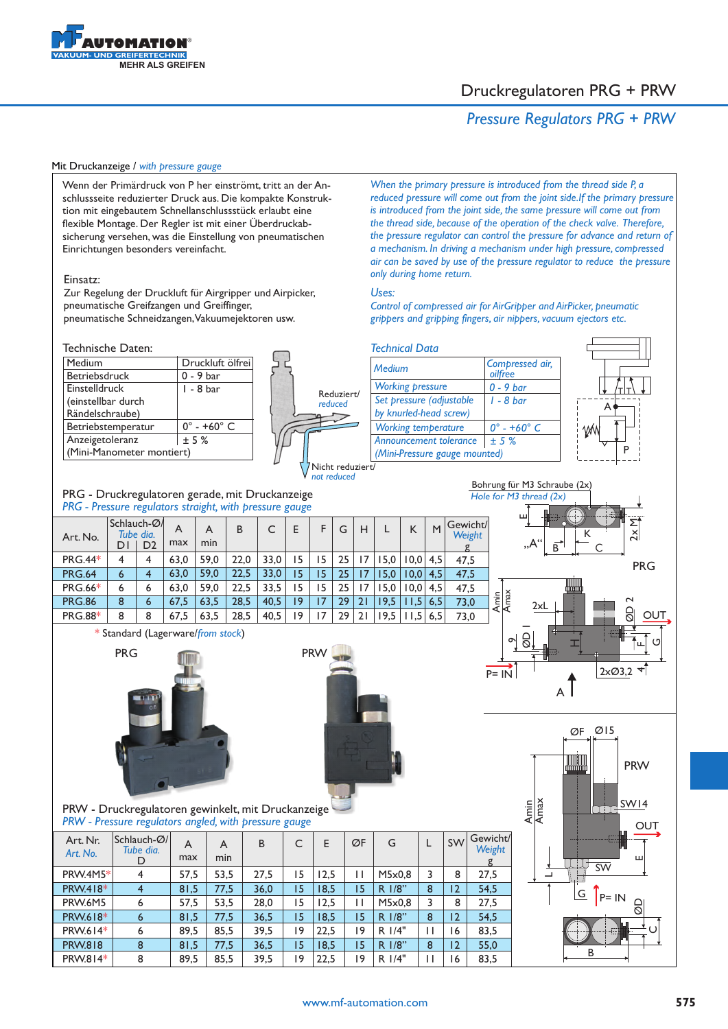# Druckregulatoren PRG + PRW

*Pressure Regulators PRG + PRW*

Mit Druckanzeige / *with pressure gauge*

Wenn der Primärdruck von P her einströmt, tritt an der Anschlussseite reduzierter Druck aus. Die kompakte Konstruktion mit eingebautem Schnellanschlussstück erlaubt eine flexible Montage. Der Regler ist mit einer Überdruckabsicherung versehen, was die Einstellung von pneumatischen Einrichtungen besonders vereinfacht.

*When the primary pressure is introduced from the thread side P, a reduced pressure will come out from the joint side.If the primary pressure is introduced from the joint side, the same pressure will come out from the thread side, because of the operation of the check valve. Therefore, the pressure regulator can control the pressure for advance and return of a mechanism. In driving a mechanism under high pressure, compressed air can be saved by use of the pressure regulator to reduce the pressure only during home return.*

Einsatz:
Zur Regelung der Druckluft für Airgripper und Airpicker, pneumatische Greifzangen und Greiffinger, pneumatische Schneidzangen, Vakuumejektoren usw.

*Uses:*
*Control of compressed air for AirGripper and AirPicker, pneumatic grippers and gripping fingers, air nippers, vacuum ejectors etc.*

Technische Daten:

| | |
|---|---|
| Medium | Druckluft ölfrei |
| Betriebsdruck | 0 - 9 bar |
| Einstelldruck (einstellbar durch Rändelschraube) | 1 - 8 bar |
| Betriebstemperatur | 0° - +60° C |
| Anzeigetoleranz (Mini-Manometer montiert) | ± 5 % |

Reduziert/ *reduced*
Nicht reduziert/ *not reduced*

*Technical Data*

| | |
|---|---|
| *Medium* | *Compressed air, oilfree* |
| *Working pressure* | *0 - 9 bar* |
| *Set pressure (adjustable by knurled-head screw)* | *1 - 8 bar* |
| *Working temperature* | *0° - +60° C* |
| *Announcement tolerance (Mini-Pressure gauge mounted)* | *± 5 %* |

## PRG - Druckregulatoren gerade, mit Druckanzeige
*PRG - Pressure regulators straight, with pressure gauge*

| Art. No. | Schlauch-Ø/ *Tube dia.* D1 | D2 | A max | A min | B | C | E | F | G | H | L | K | M | Gewicht/ *Weight* g |
|---|---|---|---|---|---|---|---|---|---|---|---|---|---|---|
| PRG.44* | 4 | 4 | 63,0 | 59,0 | 22,0 | 33,0 | 15 | 15 | 25 | 17 | 15,0 | 10,0 | 4,5 | 47,5 |
| PRG.64 | 6 | 4 | 63,0 | 59,0 | 22,5 | 33,0 | 15 | 15 | 25 | 17 | 15,0 | 10,0 | 4,5 | 47,5 |
| PRG.66* | 6 | 6 | 63,0 | 59,0 | 22,5 | 33,5 | 15 | 15 | 25 | 17 | 15,0 | 10,0 | 4,5 | 47,5 |
| PRG.86 | 8 | 6 | 67,5 | 63,5 | 28,5 | 40,5 | 19 | 17 | 29 | 21 | 19,5 | 11,5 | 6,5 | 73,0 |
| PRG.88* | 8 | 8 | 67,5 | 63,5 | 28,5 | 40,5 | 19 | 17 | 29 | 21 | 19,5 | 11,5 | 6,5 | 73,0 |

\* Standard (Lagerware/*from stock*)

Bohrung für M3 Schraube (2x) / *Hole for M3 thread (2x)*

PRG    PRW

## PRW - Druckregulatoren gewinkelt, mit Druckanzeige
*PRW - Pressure regulators angled, with pressure gauge*

| Art. Nr. *Art. No.* | Schlauch-Ø/ *Tube dia.* D | A max | A min | B | C | E | ØF | G | L | SW | Gewicht/ *Weight* g |
|---|---|---|---|---|---|---|---|---|---|---|---|
| PRW.4M5* | 4 | 57,5 | 53,5 | 27,5 | 15 | 12,5 | 11 | M5x0,8 | 3 | 8 | 27,5 |
| PRW.418* | 4 | 81,5 | 77,5 | 36,0 | 15 | 18,5 | 15 | R 1/8" | 8 | 12 | 54,5 |
| PRW.6M5 | 6 | 57,5 | 53,5 | 28,0 | 15 | 12,5 | 11 | M5x0,8 | 3 | 8 | 27,5 |
| PRW.618* | 6 | 81,5 | 77,5 | 36,5 | 15 | 18,5 | 15 | R 1/8" | 8 | 12 | 54,5 |
| PRW.614* | 6 | 89,5 | 85,5 | 39,5 | 19 | 22,5 | 19 | R 1/4" | 11 | 16 | 83,5 |
| PRW.818 | 8 | 81,5 | 77,5 | 36,5 | 15 | 18,5 | 15 | R 1/8" | 8 | 12 | 55,0 |
| PRW.814* | 8 | 89,5 | 85,5 | 39,5 | 19 | 22,5 | 19 | R 1/4" | 11 | 16 | 83,5 |

www.mf-automation.com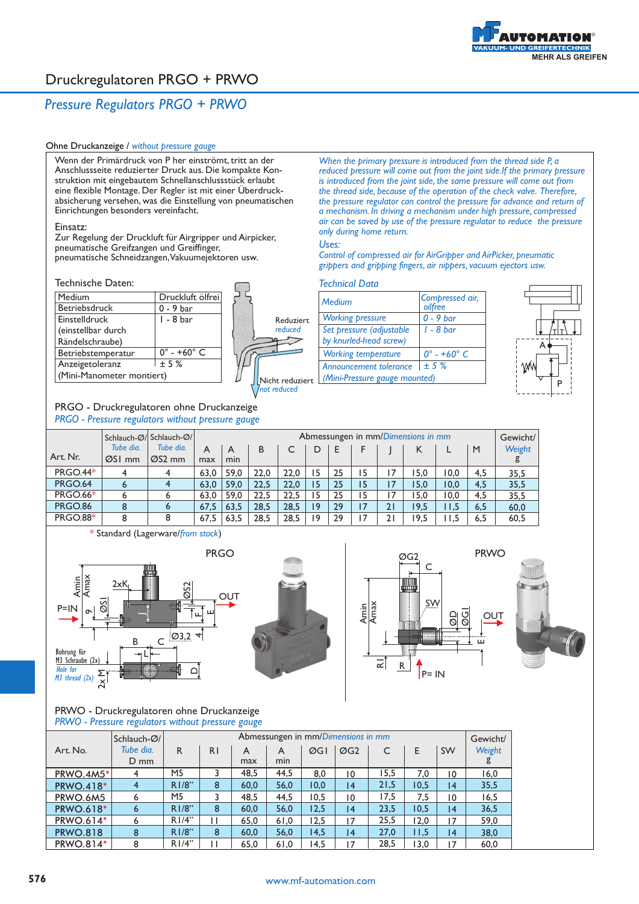# Druckregulatoren PRGO + PRWO

## *Pressure Regulators PRGO + PRWO*

Ohne Druckanzeige / *without pressure gauge*

Wenn der Primärdruck von P her einströmt, tritt an der Anschlussseite reduzierter Druck aus. Die kompakte Konstruktion mit eingebautem Schnellanschlussstück erlaubt eine flexible Montage. Der Regler ist mit einer Überdruckabsicherung versehen, was die Einstellung von pneumatischen Einrichtungen besonders vereinfacht.

*When the primary pressure is introduced from the thread side P, a reduced pressure will come out from the joint side.If the primary pressure is introduced from the joint side, the same pressure will come out from the thread side, because of the operation of the check valve. Therefore, the pressure regulator can control the pressure for advance and return of a mechanism. In driving a mechanism under high pressure, compressed air can be saved by use of the pressure regulator to reduce the pressure only during home return.*

Einsatz:
Zur Regelung der Druckluft für Airgripper und Airpicker, pneumatische Greifzangen und Greiffinger, pneumatische Schneidzangen,Vakuumejektoren usw.

*Uses:*
*Control of compressed air for AirGripper and AirPicker, pneumatic grippers and gripping fingers, air nippers, vacuum ejectors usw.*

Technische Daten: / *Technical Data*

| Medium / *Medium* | Druckluft ölfrei / *Compressed air, oilfree* |
|---|---|
| Betriebsdruck / *Working pressure* | 0 - 9 bar |
| Einstelldruck (einstellbar durch Rändelschraube) / *Set pressure (adjustable by knurled-head screw)* | 1 - 8 bar |
| Betriebstemperatur / *Working temperature* | 0° - +60° C |
| Anzeigetoleranz / *Announcement tolerance* | ± 5 % |
| (Mini-Manometer montiert) / *(Mini-Pressure gauge mounted)* | |

Reduziert / *reduced*
Nicht reduziert / *not reduced*

### PRGO - Druckregulatoren ohne Druckanzeige
### *PRGO - Pressure regulators without pressure gauge*

| Art. Nr. | Schlauch-Ø/ *Tube dia.* ØS1 mm | Schlauch-Ø/ *Tube dia.* ØS2 mm | A max | A min | B | C | D | E | F | J | K | L | M | Gewicht/ *Weight* g |
|---|---|---|---|---|---|---|---|---|---|---|---|---|---|---|
| PRGO.44* | 4 | 4 | 63,0 | 59,0 | 22,0 | 22,0 | 15 | 25 | 15 | 17 | 15,0 | 10,0 | 4,5 | 35,5 |
| PRGO.64 | 6 | 4 | 63,0 | 59,0 | 22,5 | 22,0 | 15 | 25 | 15 | 17 | 15,0 | 10,0 | 4,5 | 35,5 |
| PRGO.66* | 6 | 6 | 63,0 | 59,0 | 22,5 | 22,5 | 15 | 25 | 15 | 17 | 15,0 | 10,0 | 4,5 | 35,5 |
| PRGO.86 | 8 | 6 | 67,5 | 63,5 | 28,5 | 28,5 | 19 | 29 | 17 | 21 | 19,5 | 11,5 | 6,5 | 60,0 |
| PRGO.88* | 8 | 8 | 67,5 | 63,5 | 28,5 | 28,5 | 19 | 29 | 17 | 21 | 19,5 | 11,5 | 6,5 | 60,5 |

\* Standard (Lagerware/*from stock*)

PRGO — Bohrung für M3 Schraube (2x) / *Hole for M3 thread (2x)*

PRWO

### PRWO - Druckregulatoren ohne Druckanzeige
### *PRWO - Pressure regulators without pressure gauge*

| Art. No. | Schlauch-Ø/ *Tube dia.* D mm | R | R1 | A max | A min | ØG1 | ØG2 | C | E | SW | Gewicht/ *Weight* g |
|---|---|---|---|---|---|---|---|---|---|---|---|
| PRWO.4M5* | 4 | M5 | 3 | 48,5 | 44,5 | 8,0 | 10 | 15,5 | 7,0 | 10 | 16,0 |
| PRWO.418* | 4 | R1/8" | 8 | 60,0 | 56,0 | 10,0 | 14 | 21,5 | 10,5 | 14 | 35,5 |
| PRWO.6M5 | 6 | M5 | 3 | 48,5 | 44,5 | 10,5 | 10 | 17,5 | 7,5 | 10 | 16,5 |
| PRWO.618* | 6 | R1/8" | 8 | 60,0 | 56,0 | 12,5 | 14 | 23,5 | 10,5 | 14 | 36,5 |
| PRWO.614* | 6 | R1/4" | 11 | 65,0 | 61,0 | 12,5 | 17 | 25,5 | 12,0 | 17 | 59,0 |
| PRWO.818 | 8 | R1/8" | 8 | 60,0 | 56,0 | 14,5 | 14 | 27,0 | 11,5 | 14 | 38,0 |
| PRWO.814* | 8 | R1/4" | 11 | 65,0 | 61,0 | 14,5 | 17 | 28,5 | 13,0 | 17 | 60,0 |

www.mf-automation.com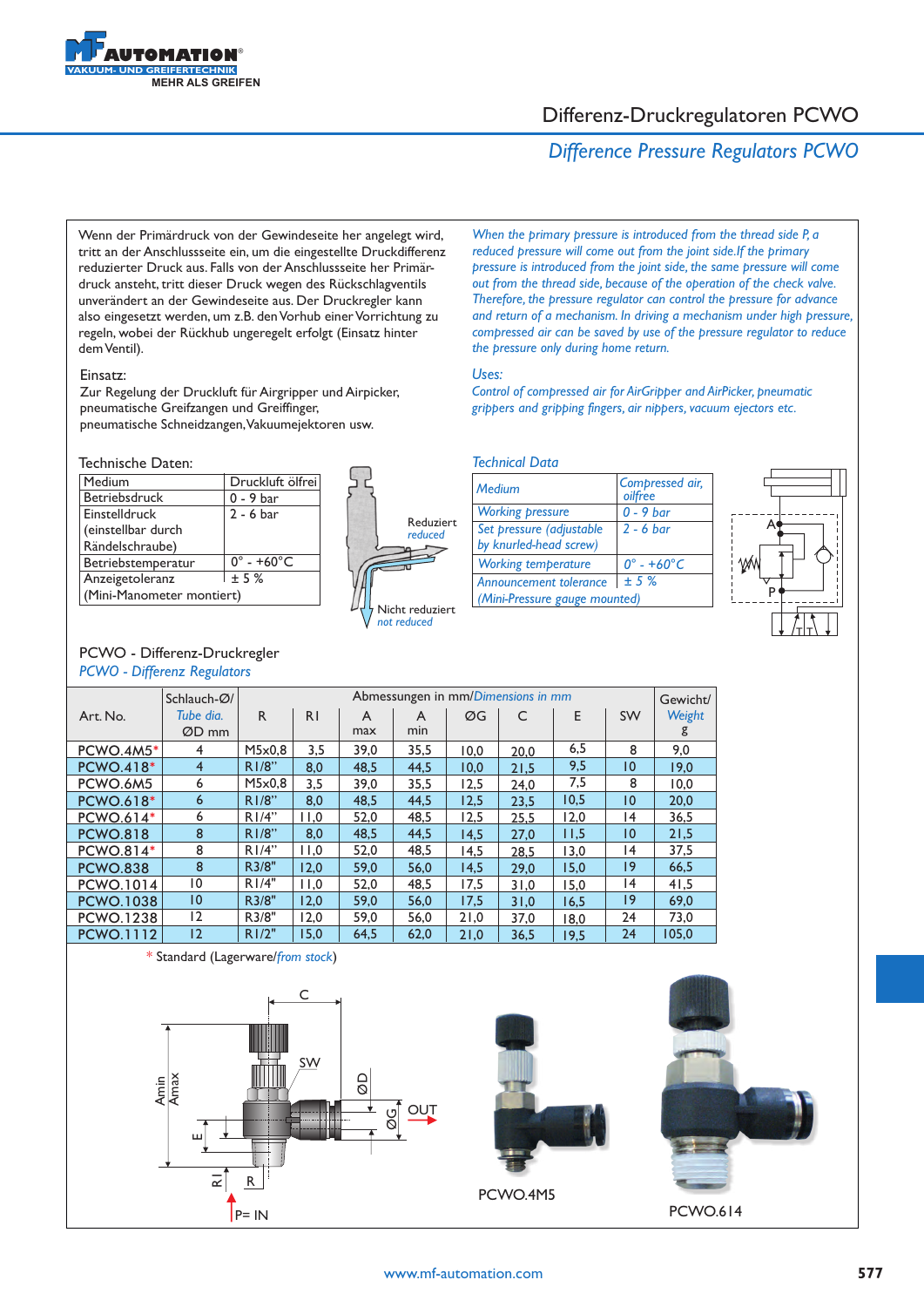# Differenz-Druckregulatoren PCWO

## *Difference Pressure Regulators PCWO*

Wenn der Primärdruck von der Gewindeseite her angelegt wird, tritt an der Anschlussseite ein, um die eingestellte Druckdifferenz reduzierter Druck aus. Falls von der Anschlussseite her Primärdruck ansteht, tritt dieser Druck wegen des Rückschlagventils unverändert an der Gewindeseite aus. Der Druckregler kann also eingesetzt werden, um z.B. den Vorhub einer Vorrichtung zu regeln, wobei der Rückhub ungeregelt erfolgt (Einsatz hinter dem Ventil).

Einsatz:
Zur Regelung der Druckluft für Airgripper und Airpicker, pneumatische Greifzangen und Greiffinger, pneumatische Schneidzangen, Vakuumejektoren usw.

*When the primary pressure is introduced from the thread side P, a reduced pressure will come out from the joint side. If the primary pressure is introduced from the joint side, the same pressure will come out from the thread side, because of the operation of the check valve. Therefore, the pressure regulator can control the pressure for advance and return of a mechanism. In driving a mechanism under high pressure, compressed air can be saved by use of the pressure regulator to reduce the pressure only during home return.*

*Uses:*
*Control of compressed air for AirGripper and AirPicker, pneumatic grippers and gripping fingers, air nippers, vacuum ejectors etc.*

Technische Daten:

| Medium | Druckluft ölfrei |
|---|---|
| Betriebsdruck | 0 - 9 bar |
| Einstelldruck (einstellbar durch Rändelschraube) | 2 - 6 bar |
| Betriebstemperatur | 0° - +60°C |
| Anzeigetoleranz (Mini-Manometer montiert) | ± 5 % |

Reduziert / *reduced*
Nicht reduziert / *not reduced*

*Technical Data*

| *Medium* | *Compressed air, oilfree* |
|---|---|
| *Working pressure* | *0 - 9 bar* |
| *Set pressure (adjustable by knurled-head screw)* | *2 - 6 bar* |
| *Working temperature* | *0° - +60°C* |
| *Announcement tolerance (Mini-Pressure gauge mounted)* | *± 5 %* |

### PCWO - Differenz-Druckregler
### *PCWO - Differenz Regulators*

| Art. No. | Schlauch-Ø/ *Tube dia.* ØD mm | R | RI | A max | A min | ØG | C | E | SW | Gewicht/ *Weight* g |
|---|---|---|---|---|---|---|---|---|---|---|
| PCWO.4M5* | 4 | M5x0,8 | 3,5 | 39,0 | 35,5 | 10,0 | 20,0 | 6,5 | 8 | 9,0 |
| PCWO.418* | 4 | R1/8" | 8,0 | 48,5 | 44,5 | 10,0 | 21,5 | 9,5 | 10 | 19,0 |
| PCWO.6M5 | 6 | M5x0,8 | 3,5 | 39,0 | 35,5 | 12,5 | 24,0 | 7,5 | 8 | 10,0 |
| PCWO.618* | 6 | R1/8" | 8,0 | 48,5 | 44,5 | 12,5 | 23,5 | 10,5 | 10 | 20,0 |
| PCWO.614* | 6 | R1/4" | 11,0 | 52,0 | 48,5 | 12,5 | 25,5 | 12,0 | 14 | 36,5 |
| PCWO.818 | 8 | R1/8" | 8,0 | 48,5 | 44,5 | 14,5 | 27,0 | 11,5 | 10 | 21,5 |
| PCWO.814* | 8 | R1/4" | 11,0 | 52,0 | 48,5 | 14,5 | 28,5 | 13,0 | 14 | 37,5 |
| PCWO.838 | 8 | R3/8" | 12,0 | 59,0 | 56,0 | 14,5 | 29,0 | 15,0 | 19 | 66,5 |
| PCWO.1014 | 10 | R1/4" | 11,0 | 52,0 | 48,5 | 17,5 | 31,0 | 15,0 | 14 | 41,5 |
| PCWO.1038 | 10 | R3/8" | 12,0 | 59,0 | 56,0 | 17,5 | 31,0 | 16,5 | 19 | 69,0 |
| PCWO.1238 | 12 | R3/8" | 12,0 | 59,0 | 56,0 | 21,0 | 37,0 | 18,0 | 24 | 73,0 |
| PCWO.1112 | 12 | R1/2" | 15,0 | 64,5 | 62,0 | 21,0 | 36,5 | 19,5 | 24 | 105,0 |

Abmessungen in mm/*Dimensions in mm*

\* Standard (Lagerware/*from stock*)

OUT
P= IN

PCWO.4M5

PCWO.614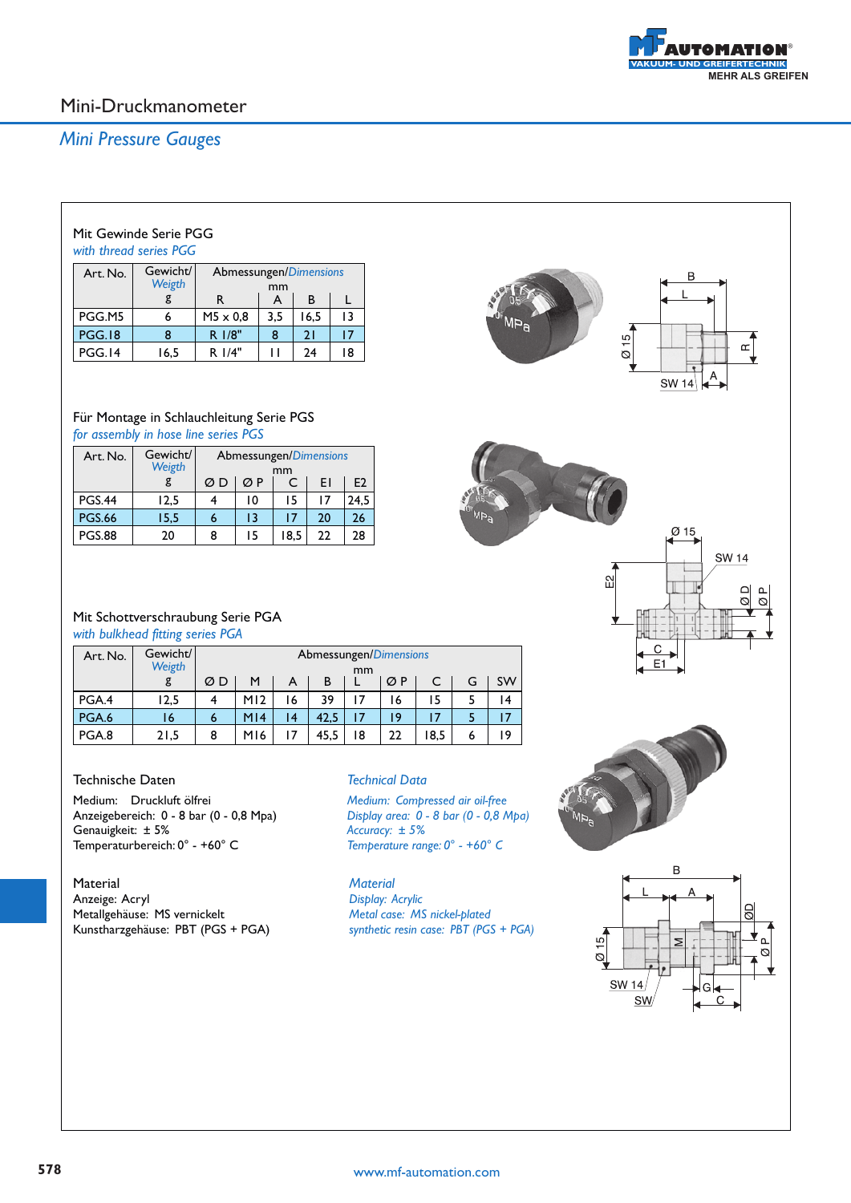# Mini-Druckmanometer

## *Mini Pressure Gauges*

### Mit Gewinde Serie PGG
*with thread series PGG*

| Art. No. | Gewicht/ *Weigth* g | Abmessungen/*Dimensions* mm R | A | B | L |
|---|---|---|---|---|---|
| PGG.M5 | 6 | M5 x 0,8 | 3,5 | 16,5 | 13 |
| PGG.18 | 8 | R 1/8" | 8 | 21 | 17 |
| PGG.14 | 16,5 | R 1/4" | 11 | 24 | 18 |

B
L
Ø 15
R
SW 14
A

### Für Montage in Schlauchleitung Serie PGS
*for assembly in hose line series PGS*

| Art. No. | Gewicht/ *Weigth* g | Abmessungen/*Dimensions* mm Ø D | Ø P | C | E1 | E2 |
|---|---|---|---|---|---|---|
| PGS.44 | 12,5 | 4 | 10 | 15 | 17 | 24,5 |
| PGS.66 | 15,5 | 6 | 13 | 17 | 20 | 26 |
| PGS.88 | 20 | 8 | 15 | 18,5 | 22 | 28 |

Ø 15
SW 14
E2
Ø D
Ø P
C
E1

### Mit Schottverschraubung Serie PGA
*with bulkhead fitting series PGA*

| Art. No. | Gewicht/ *Weigth* g | Abmessungen/*Dimensions* mm Ø D | M | A | B | L | Ø P | C | G | SW |
|---|---|---|---|---|---|---|---|---|---|---|
| PGA.4 | 12,5 | 4 | M12 | 16 | 39 | 17 | 16 | 15 | 5 | 14 |
| PGA.6 | 16 | 6 | M14 | 14 | 42,5 | 17 | 19 | 17 | 5 | 17 |
| PGA.8 | 21,5 | 8 | M16 | 17 | 45,5 | 18 | 22 | 18,5 | 6 | 19 |

### Technische Daten

Medium: Druckluft ölfrei
Anzeigebereich: 0 - 8 bar (0 - 0,8 Mpa)
Genauigkeit: ± 5%
Temperaturbereich: 0° - +60° C

### *Technical Data*

*Medium: Compressed air oil-free*
*Display area: 0 - 8 bar (0 - 0,8 Mpa)*
*Accuracy: ± 5%*
*Temperature range: 0° - +60° C*

### Material

Anzeige: Acryl
Metallgehäuse: MS vernickelt
Kunstharzgehäuse: PBT (PGS + PGA)

### *Material*

*Display: Acrylic*
*Metal case: MS nickel-plated*
*synthetic resin case: PBT (PGS + PGA)*

B
L
A
ØD
Ø 15
M
Ø P
SW 14
SW
G
C

www.mf-automation.com